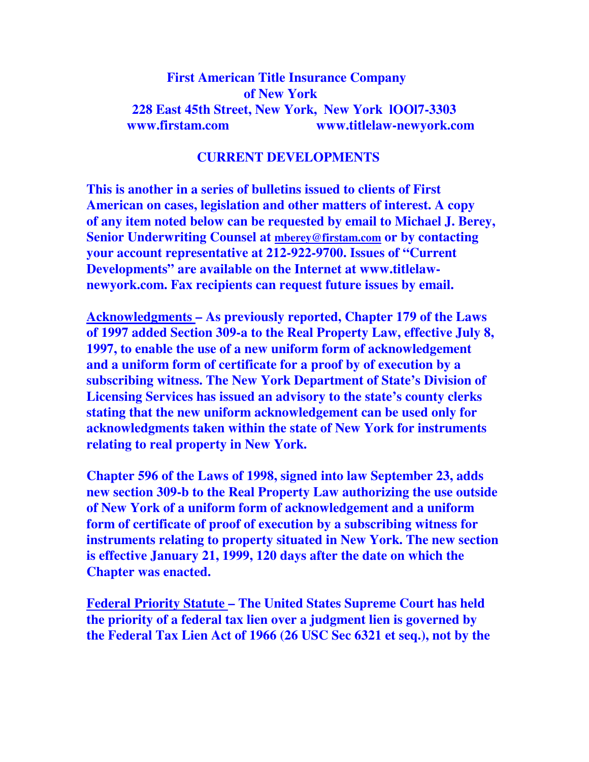**First American Title Insurance Company**
**of New York**
**228 East 45th Street, New York, New York lOOl7-3303**
**www.firstam.com www.titlelaw-newyork.com**

## CURRENT DEVELOPMENTS

**This is another in a series of bulletins issued to clients of First American on cases, legislation and other matters of interest. A copy of any item noted below can be requested by email to Michael J. Berey, Senior Underwriting Counsel at mberey@firstam.com or by contacting your account representative at 212-922-9700. Issues of "Current Developments" are available on the Internet at www.titlelaw-newyork.com. Fax recipients can request future issues by email.**

**Acknowledgments – As previously reported, Chapter 179 of the Laws of 1997 added Section 309-a to the Real Property Law, effective July 8, 1997, to enable the use of a new uniform form of acknowledgement and a uniform form of certificate for a proof by of execution by a subscribing witness. The New York Department of State's Division of Licensing Services has issued an advisory to the state's county clerks stating that the new uniform acknowledgement can be used only for acknowledgments taken within the state of New York for instruments relating to real property in New York.**

**Chapter 596 of the Laws of 1998, signed into law September 23, adds new section 309-b to the Real Property Law authorizing the use outside of New York of a uniform form of acknowledgement and a uniform form of certificate of proof of execution by a subscribing witness for instruments relating to property situated in New York. The new section is effective January 21, 1999, 120 days after the date on which the Chapter was enacted.**

**Federal Priority Statute – The United States Supreme Court has held the priority of a federal tax lien over a judgment lien is governed by the Federal Tax Lien Act of 1966 (26 USC Sec 6321 et seq.), not by the**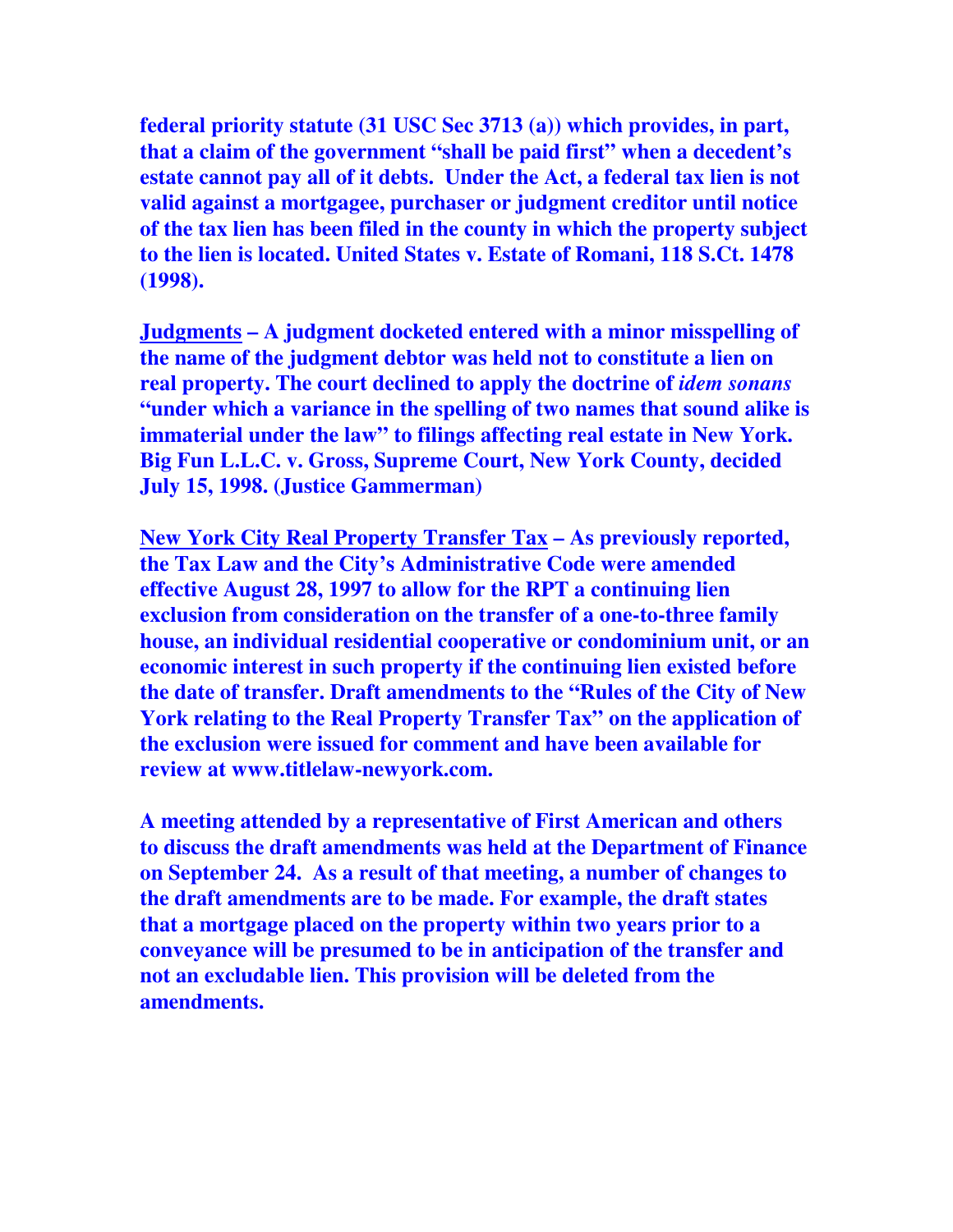**federal priority statute (31 USC Sec 3713 (a)) which provides, in part, that a claim of the government "shall be paid first" when a decedent's estate cannot pay all of it debts. Under the Act, a federal tax lien is not valid against a mortgagee, purchaser or judgment creditor until notice of the tax lien has been filed in the county in which the property subject to the lien is located. United States v. Estate of Romani, 118 S.Ct. 1478 (1998).**

**<u>Judgments</u> – A judgment docketed entered with a minor misspelling of the name of the judgment debtor was held not to constitute a lien on real property. The court declined to apply the doctrine of *idem sonans* "under which a variance in the spelling of two names that sound alike is immaterial under the law" to filings affecting real estate in New York. Big Fun L.L.C. v. Gross, Supreme Court, New York County, decided July 15, 1998. (Justice Gammerman)**

**<u>New York City Real Property Transfer Tax</u> – As previously reported, the Tax Law and the City's Administrative Code were amended effective August 28, 1997 to allow for the RPT a continuing lien exclusion from consideration on the transfer of a one-to-three family house, an individual residential cooperative or condominium unit, or an economic interest in such property if the continuing lien existed before the date of transfer. Draft amendments to the "Rules of the City of New York relating to the Real Property Transfer Tax" on the application of the exclusion were issued for comment and have been available for review at www.titlelaw-newyork.com.**

**A meeting attended by a representative of First American and others to discuss the draft amendments was held at the Department of Finance on September 24. As a result of that meeting, a number of changes to the draft amendments are to be made. For example, the draft states that a mortgage placed on the property within two years prior to a conveyance will be presumed to be in anticipation of the transfer and not an excludable lien. This provision will be deleted from the amendments.**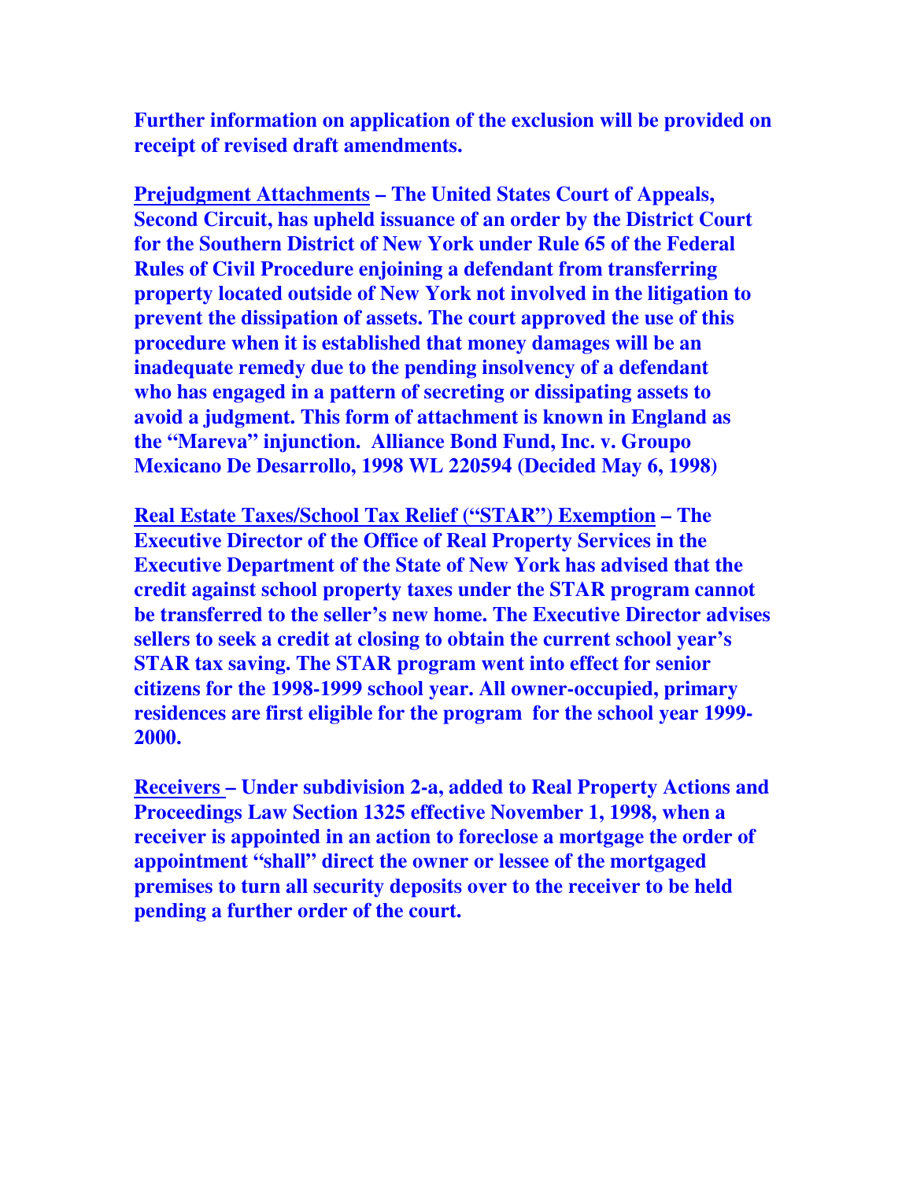**Further information on application of the exclusion will be provided on receipt of revised draft amendments.**

**Prejudgment Attachments – The United States Court of Appeals, Second Circuit, has upheld issuance of an order by the District Court for the Southern District of New York under Rule 65 of the Federal Rules of Civil Procedure enjoining a defendant from transferring property located outside of New York not involved in the litigation to prevent the dissipation of assets. The court approved the use of this procedure when it is established that money damages will be an inadequate remedy due to the pending insolvency of a defendant who has engaged in a pattern of secreting or dissipating assets to avoid a judgment. This form of attachment is known in England as the "Mareva" injunction. Alliance Bond Fund, Inc. v. Groupo Mexicano De Desarrollo, 1998 WL 220594 (Decided May 6, 1998)**

**Real Estate Taxes/School Tax Relief ("STAR") Exemption – The Executive Director of the Office of Real Property Services in the Executive Department of the State of New York has advised that the credit against school property taxes under the STAR program cannot be transferred to the seller's new home. The Executive Director advises sellers to seek a credit at closing to obtain the current school year's STAR tax saving. The STAR program went into effect for senior citizens for the 1998-1999 school year. All owner-occupied, primary residences are first eligible for the program for the school year 1999-2000.**

**Receivers – Under subdivision 2-a, added to Real Property Actions and Proceedings Law Section 1325 effective November 1, 1998, when a receiver is appointed in an action to foreclose a mortgage the order of appointment "shall" direct the owner or lessee of the mortgaged premises to turn all security deposits over to the receiver to be held pending a further order of the court.**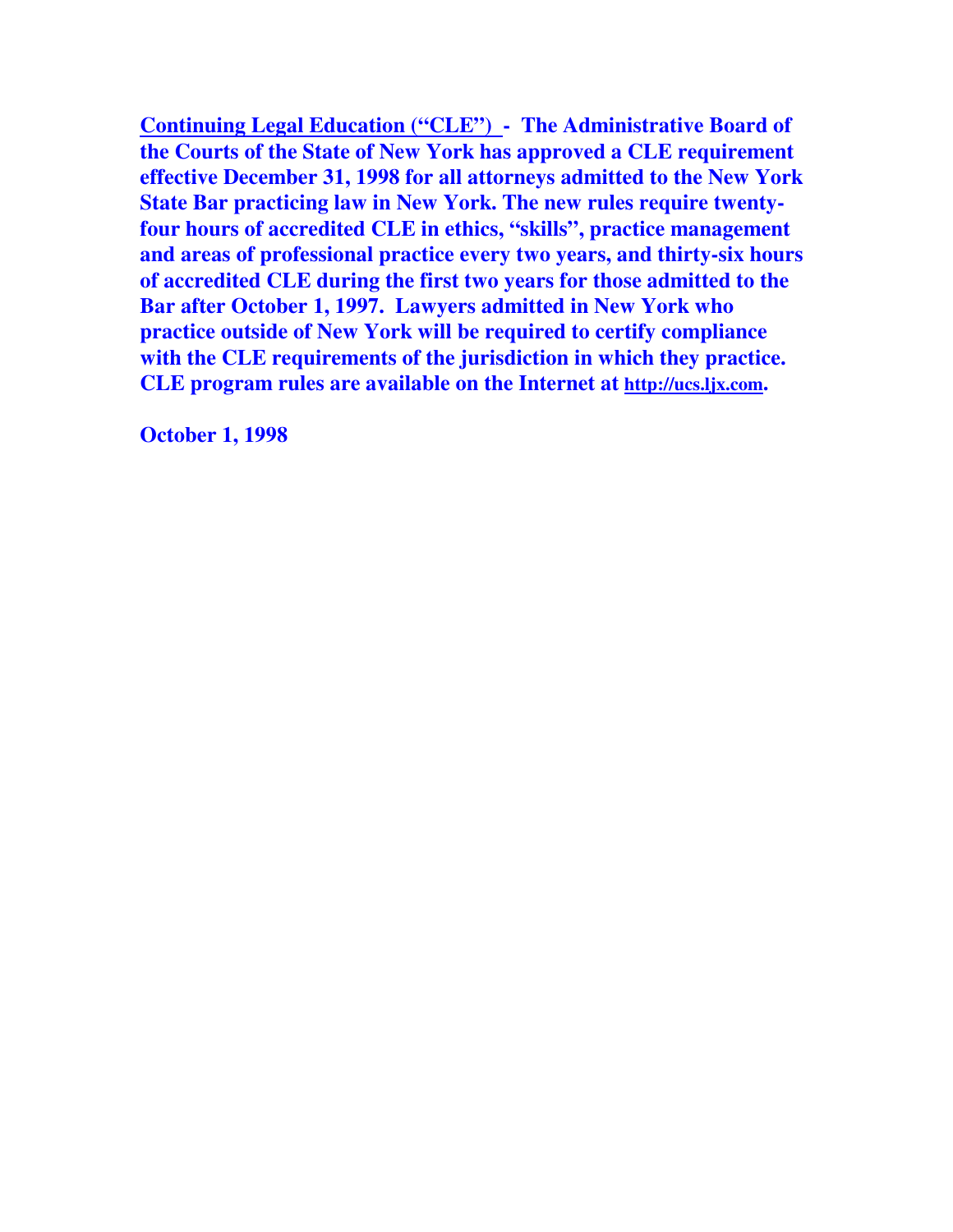**Continuing Legal Education ("CLE") - The Administrative Board of the Courts of the State of New York has approved a CLE requirement effective December 31, 1998 for all attorneys admitted to the New York State Bar practicing law in New York. The new rules require twenty-four hours of accredited CLE in ethics, "skills", practice management and areas of professional practice every two years, and thirty-six hours of accredited CLE during the first two years for those admitted to the Bar after October 1, 1997. Lawyers admitted in New York who practice outside of New York will be required to certify compliance with the CLE requirements of the jurisdiction in which they practice. CLE program rules are available on the Internet at http://ucs.ljx.com.**

**October 1, 1998**